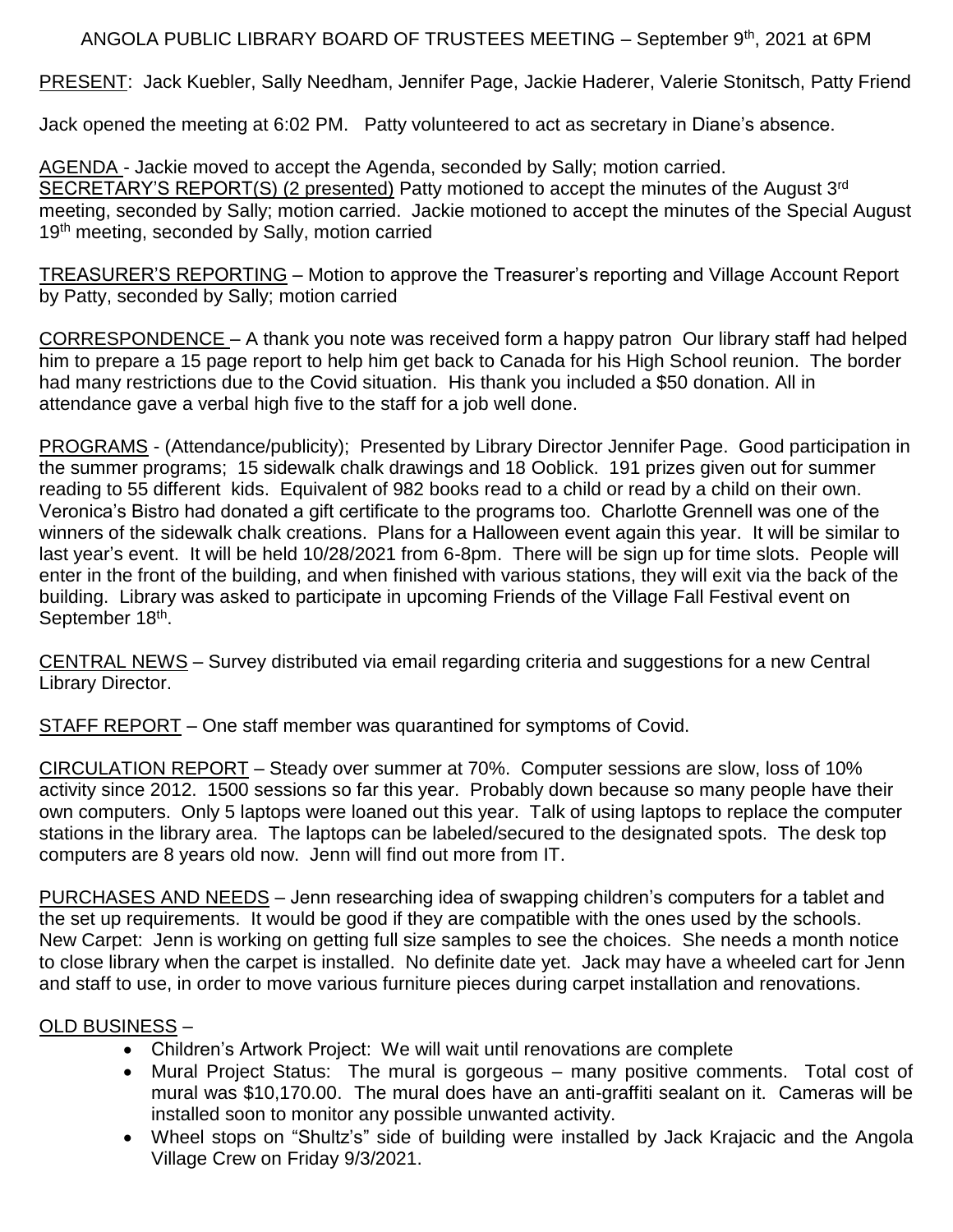ANGOLA PUBLIC LIBRARY BOARD OF TRUSTEES MEETING – September 9th, 2021 at 6PM

PRESENT: Jack Kuebler, Sally Needham, Jennifer Page, Jackie Haderer, Valerie Stonitsch, Patty Friend

Jack opened the meeting at 6:02 PM. Patty volunteered to act as secretary in Diane's absence.

AGENDA - Jackie moved to accept the Agenda, seconded by Sally; motion carried.
SECRETARY'S REPORT(S) (2 presented) Patty motioned to accept the minutes of the August 3rd meeting, seconded by Sally; motion carried. Jackie motioned to accept the minutes of the Special August 19th meeting, seconded by Sally, motion carried

TREASURER'S REPORTING – Motion to approve the Treasurer's reporting and Village Account Report by Patty, seconded by Sally; motion carried

CORRESPONDENCE – A thank you note was received form a happy patron Our library staff had helped him to prepare a 15 page report to help him get back to Canada for his High School reunion. The border had many restrictions due to the Covid situation. His thank you included a $50 donation. All in attendance gave a verbal high five to the staff for a job well done.

PROGRAMS - (Attendance/publicity); Presented by Library Director Jennifer Page. Good participation in the summer programs; 15 sidewalk chalk drawings and 18 Ooblick. 191 prizes given out for summer reading to 55 different kids. Equivalent of 982 books read to a child or read by a child on their own. Veronica's Bistro had donated a gift certificate to the programs too. Charlotte Grennell was one of the winners of the sidewalk chalk creations. Plans for a Halloween event again this year. It will be similar to last year's event. It will be held 10/28/2021 from 6-8pm. There will be sign up for time slots. People will enter in the front of the building, and when finished with various stations, they will exit via the back of the building. Library was asked to participate in upcoming Friends of the Village Fall Festival event on September 18th.

CENTRAL NEWS – Survey distributed via email regarding criteria and suggestions for a new Central Library Director.

STAFF REPORT – One staff member was quarantined for symptoms of Covid.

CIRCULATION REPORT – Steady over summer at 70%. Computer sessions are slow, loss of 10% activity since 2012. 1500 sessions so far this year. Probably down because so many people have their own computers. Only 5 laptops were loaned out this year. Talk of using laptops to replace the computer stations in the library area. The laptops can be labeled/secured to the designated spots. The desk top computers are 8 years old now. Jenn will find out more from IT.

PURCHASES AND NEEDS – Jenn researching idea of swapping children's computers for a tablet and the set up requirements. It would be good if they are compatible with the ones used by the schools. New Carpet: Jenn is working on getting full size samples to see the choices. She needs a month notice to close library when the carpet is installed. No definite date yet. Jack may have a wheeled cart for Jenn and staff to use, in order to move various furniture pieces during carpet installation and renovations.

OLD BUSINESS –

- Children's Artwork Project: We will wait until renovations are complete
- Mural Project Status: The mural is gorgeous – many positive comments. Total cost of mural was $10,170.00. The mural does have an anti-graffiti sealant on it. Cameras will be installed soon to monitor any possible unwanted activity.
- Wheel stops on "Shultz's" side of building were installed by Jack Krajacic and the Angola Village Crew on Friday 9/3/2021.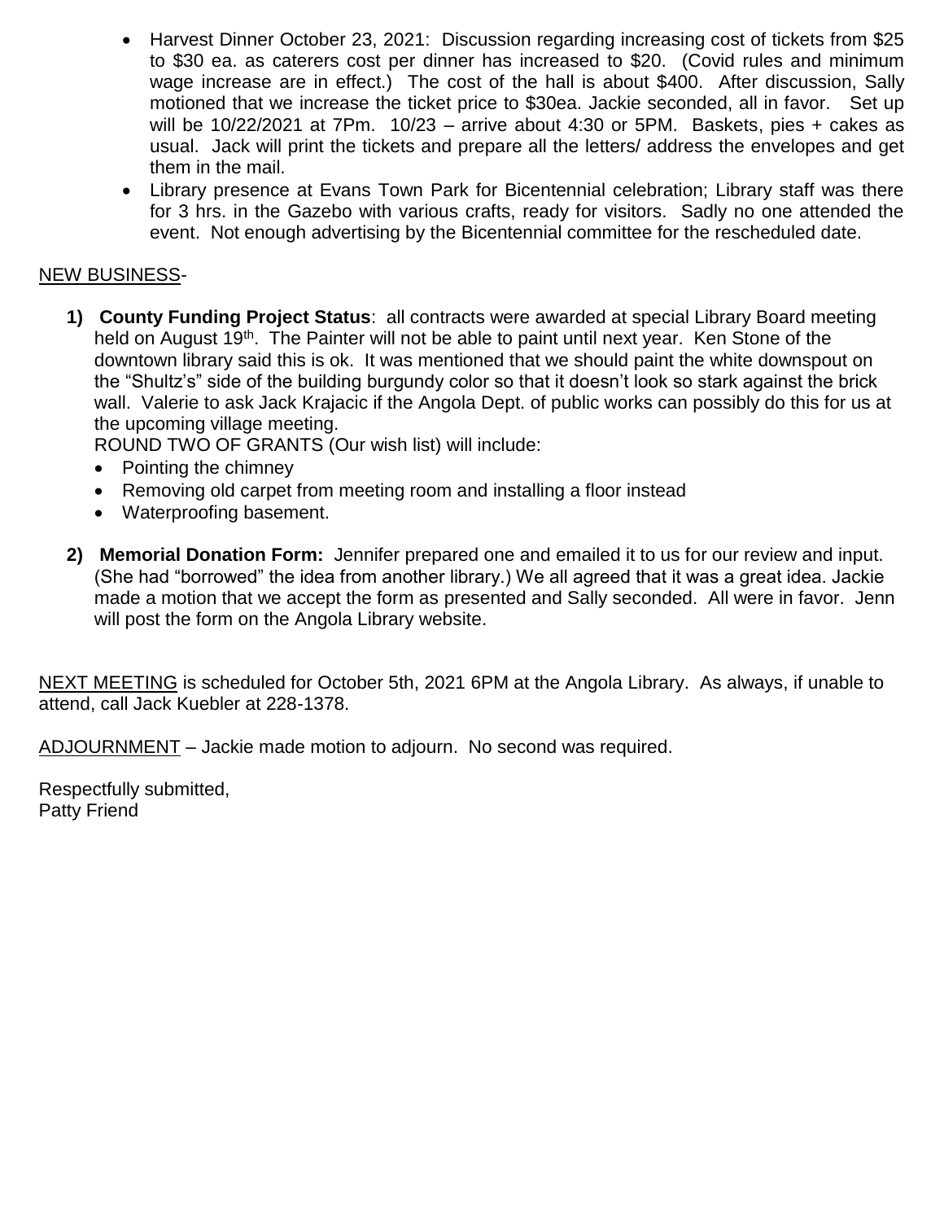- Harvest Dinner October 23, 2021: Discussion regarding increasing cost of tickets from $25 to $30 ea. as caterers cost per dinner has increased to $20. (Covid rules and minimum wage increase are in effect.) The cost of the hall is about $400. After discussion, Sally motioned that we increase the ticket price to $30ea. Jackie seconded, all in favor. Set up will be 10/22/2021 at 7Pm. 10/23 – arrive about 4:30 or 5PM. Baskets, pies + cakes as usual. Jack will print the tickets and prepare all the letters/ address the envelopes and get them in the mail.
- Library presence at Evans Town Park for Bicentennial celebration; Library staff was there for 3 hrs. in the Gazebo with various crafts, ready for visitors. Sadly no one attended the event. Not enough advertising by the Bicentennial committee for the rescheduled date.

<u>NEW BUSINESS</u>-

1) **County Funding Project Status**: all contracts were awarded at special Library Board meeting held on August 19th. The Painter will not be able to paint until next year. Ken Stone of the downtown library said this is ok. It was mentioned that we should paint the white downspout on the "Shultz's" side of the building burgundy color so that it doesn't look so stark against the brick wall. Valerie to ask Jack Krajacic if the Angola Dept. of public works can possibly do this for us at the upcoming village meeting.

   ROUND TWO OF GRANTS (Our wish list) will include:
   - Pointing the chimney
   - Removing old carpet from meeting room and installing a floor instead
   - Waterproofing basement.

2) **Memorial Donation Form:** Jennifer prepared one and emailed it to us for our review and input. (She had "borrowed" the idea from another library.) We all agreed that it was a great idea. Jackie made a motion that we accept the form as presented and Sally seconded. All were in favor. Jenn will post the form on the Angola Library website.

<u>NEXT MEETING</u> is scheduled for October 5th, 2021 6PM at the Angola Library. As always, if unable to attend, call Jack Kuebler at 228-1378.

<u>ADJOURNMENT</u> – Jackie made motion to adjourn. No second was required.

Respectfully submitted,
Patty Friend